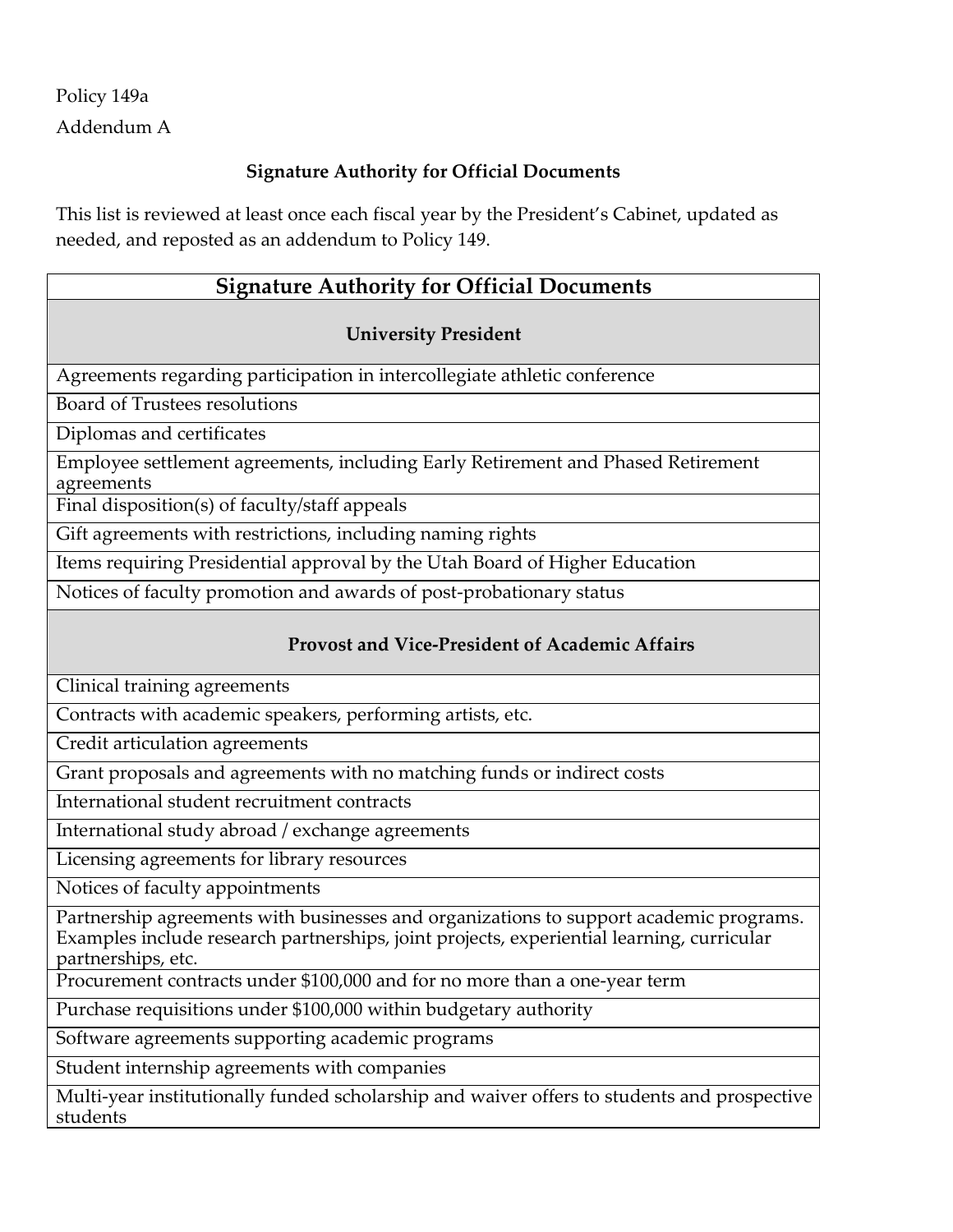Policy 149a

Addendum A

## Signature Authority for Official Documents

This list is reviewed at least once each fiscal year by the President's Cabinet, updated as needed, and reposted as an addendum to Policy 149.

| Signature Authority for Official Documents |
| --- |
| **University President** |
| Agreements regarding participation in intercollegiate athletic conference |
| Board of Trustees resolutions |
| Diplomas and certificates |
| Employee settlement agreements, including Early Retirement and Phased Retirement agreements |
| Final disposition(s) of faculty/staff appeals |
| Gift agreements with restrictions, including naming rights |
| Items requiring Presidential approval by the Utah Board of Higher Education |
| Notices of faculty promotion and awards of post-probationary status |
| **Provost and Vice-President of Academic Affairs** |
| Clinical training agreements |
| Contracts with academic speakers, performing artists, etc. |
| Credit articulation agreements |
| Grant proposals and agreements with no matching funds or indirect costs |
| International student recruitment contracts |
| International study abroad / exchange agreements |
| Licensing agreements for library resources |
| Notices of faculty appointments |
| Partnership agreements with businesses and organizations to support academic programs. Examples include research partnerships, joint projects, experiential learning, curricular partnerships, etc. |
| Procurement contracts under $100,000 and for no more than a one-year term |
| Purchase requisitions under $100,000 within budgetary authority |
| Software agreements supporting academic programs |
| Student internship agreements with companies |
| Multi-year institutionally funded scholarship and waiver offers to students and prospective students |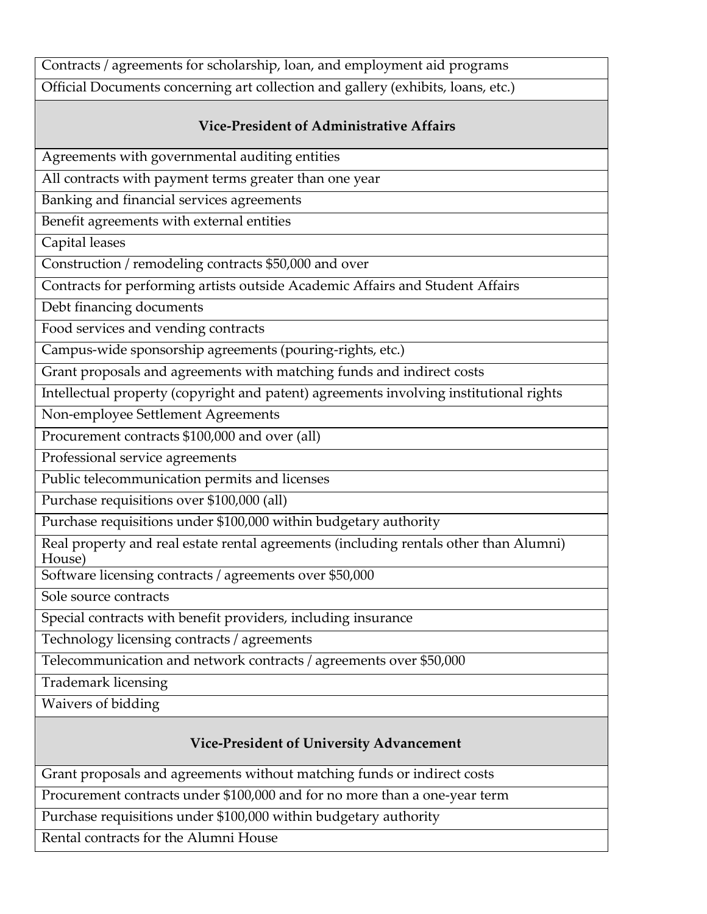| Contracts / agreements for scholarship, loan, and employment aid programs |
| --- |
| Official Documents concerning art collection and gallery (exhibits, loans, etc.) |
| **Vice-President of Administrative Affairs** |
| Agreements with governmental auditing entities |
| All contracts with payment terms greater than one year |
| Banking and financial services agreements |
| Benefit agreements with external entities |
| Capital leases |
| Construction / remodeling contracts $50,000 and over |
| Contracts for performing artists outside Academic Affairs and Student Affairs |
| Debt financing documents |
| Food services and vending contracts |
| Campus-wide sponsorship agreements (pouring-rights, etc.) |
| Grant proposals and agreements with matching funds and indirect costs |
| Intellectual property (copyright and patent) agreements involving institutional rights |
| Non-employee Settlement Agreements |
| Procurement contracts $100,000 and over (all) |
| Professional service agreements |
| Public telecommunication permits and licenses |
| Purchase requisitions over $100,000 (all) |
| Purchase requisitions under $100,000 within budgetary authority |
| Real property and real estate rental agreements (including rentals other than Alumni House) |
| Software licensing contracts / agreements over $50,000 |
| Sole source contracts |
| Special contracts with benefit providers, including insurance |
| Technology licensing contracts / agreements |
| Telecommunication and network contracts / agreements over $50,000 |
| Trademark licensing |
| Waivers of bidding |
| **Vice-President of University Advancement** |
| Grant proposals and agreements without matching funds or indirect costs |
| Procurement contracts under $100,000 and for no more than a one-year term |
| Purchase requisitions under $100,000 within budgetary authority |
| Rental contracts for the Alumni House |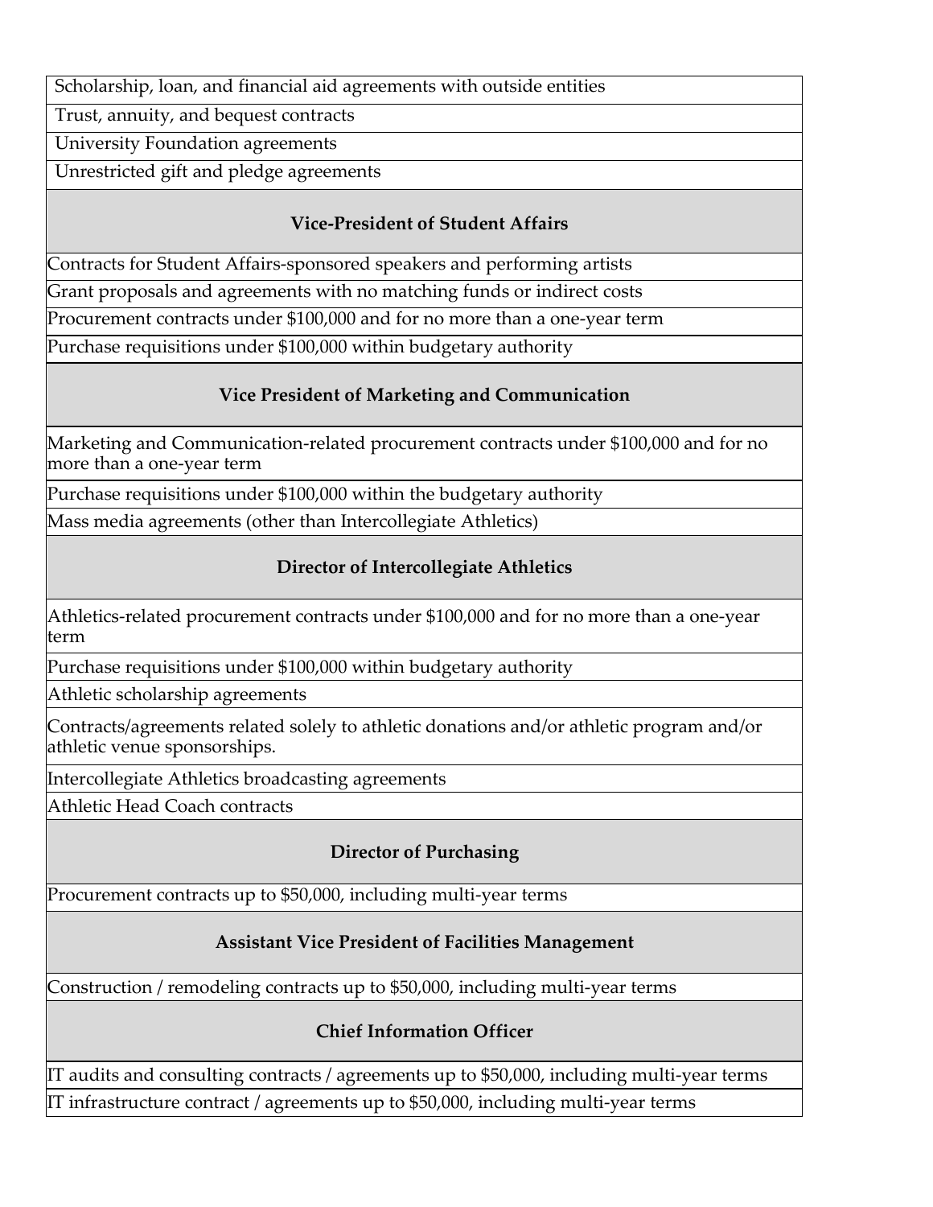| |
|---|
| Scholarship, loan, and financial aid agreements with outside entities |
| Trust, annuity, and bequest contracts |
| University Foundation agreements |
| Unrestricted gift and pledge agreements |
| **Vice-President of Student Affairs** |
| Contracts for Student Affairs-sponsored speakers and performing artists |
| Grant proposals and agreements with no matching funds or indirect costs |
| Procurement contracts under $100,000 and for no more than a one-year term |
| Purchase requisitions under $100,000 within budgetary authority |
| **Vice President of Marketing and Communication** |
| Marketing and Communication-related procurement contracts under $100,000 and for no more than a one-year term |
| Purchase requisitions under $100,000 within the budgetary authority |
| Mass media agreements (other than Intercollegiate Athletics) |
| **Director of Intercollegiate Athletics** |
| Athletics-related procurement contracts under $100,000 and for no more than a one-year term |
| Purchase requisitions under $100,000 within budgetary authority |
| Athletic scholarship agreements |
| Contracts/agreements related solely to athletic donations and/or athletic program and/or athletic venue sponsorships. |
| Intercollegiate Athletics broadcasting agreements |
| Athletic Head Coach contracts |
| **Director of Purchasing** |
| Procurement contracts up to $50,000, including multi-year terms |
| **Assistant Vice President of Facilities Management** |
| Construction / remodeling contracts up to $50,000, including multi-year terms |
| **Chief Information Officer** |
| IT audits and consulting contracts / agreements up to $50,000, including multi-year terms |
| IT infrastructure contract / agreements up to $50,000, including multi-year terms |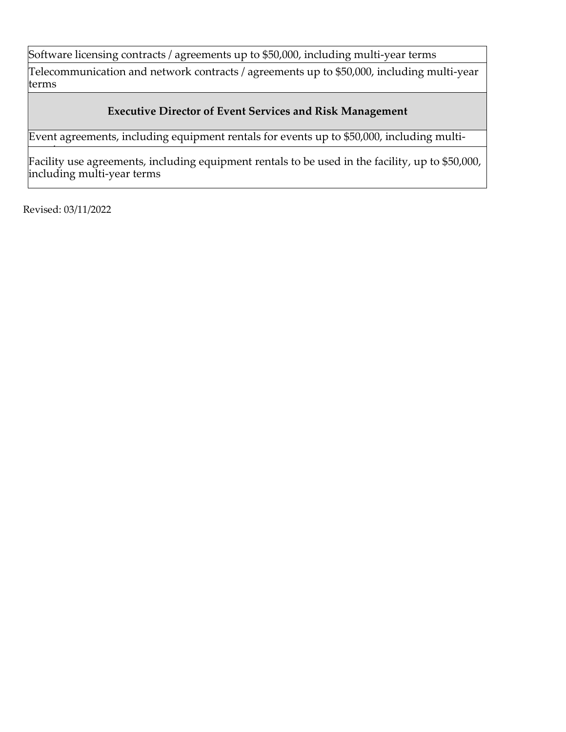| |
|---|
| Software licensing contracts / agreements up to $50,000, including multi-year terms |
| Telecommunication and network contracts / agreements up to $50,000, including multi-year terms |
| **Executive Director of Event Services and Risk Management** |
| Event agreements, including equipment rentals for events up to $50,000, including multi- |
| Facility use agreements, including equipment rentals to be used in the facility, up to $50,000, including multi-year terms |

Revised: 03/11/2022